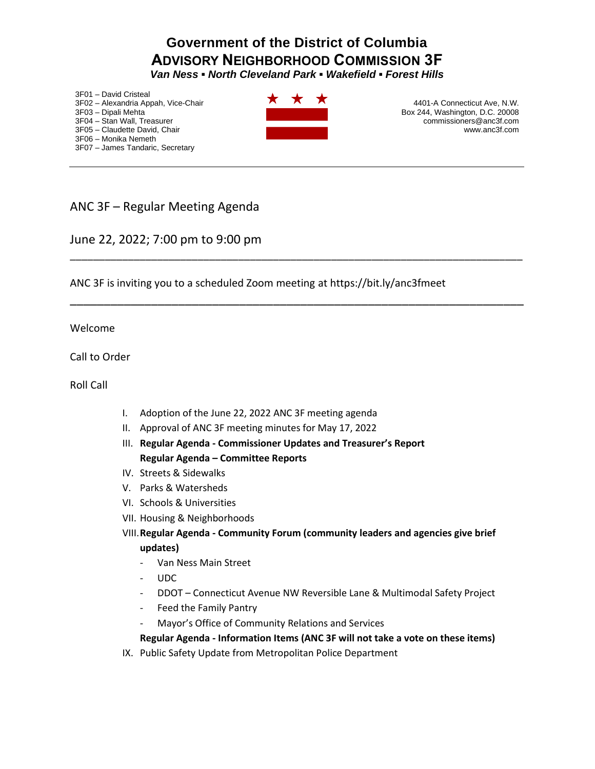# Government of the District of Columbia
## ADVISORY NEIGHBORHOOD COMMISSION 3F
***Van Ness ▪ North Cleveland Park ▪ Wakefield ▪ Forest Hills***

3F01 – David Cristeal
3F02 – Alexandria Appah, Vice-Chair
3F03 – Dipali Mehta
3F04 – Stan Wall, Treasurer
3F05 – Claudette David, Chair
3F06 – Monika Nemeth
3F07 – James Tandaric, Secretary

4401-A Connecticut Ave, N.W.
Box 244, Washington, D.C. 20008
commissioners@anc3f.com
www.anc3f.com

---

ANC 3F – Regular Meeting Agenda

June 22, 2022; 7:00 pm to 9:00 pm

---

ANC 3F is inviting you to a scheduled Zoom meeting at https://bit.ly/anc3fmeet

---

Welcome

Call to Order

Roll Call

I. Adoption of the June 22, 2022 ANC 3F meeting agenda
II. Approval of ANC 3F meeting minutes for May 17, 2022
III. **Regular Agenda - Commissioner Updates and Treasurer's Report**

   **Regular Agenda – Committee Reports**

IV. Streets & Sidewalks
V. Parks & Watersheds
VI. Schools & Universities
VII. Housing & Neighborhoods
VIII. **Regular Agenda - Community Forum (community leaders and agencies give brief updates)**
   - Van Ness Main Street
   - UDC
   - DDOT – Connecticut Avenue NW Reversible Lane & Multimodal Safety Project
   - Feed the Family Pantry
   - Mayor's Office of Community Relations and Services

   **Regular Agenda - Information Items (ANC 3F will not take a vote on these items)**

IX. Public Safety Update from Metropolitan Police Department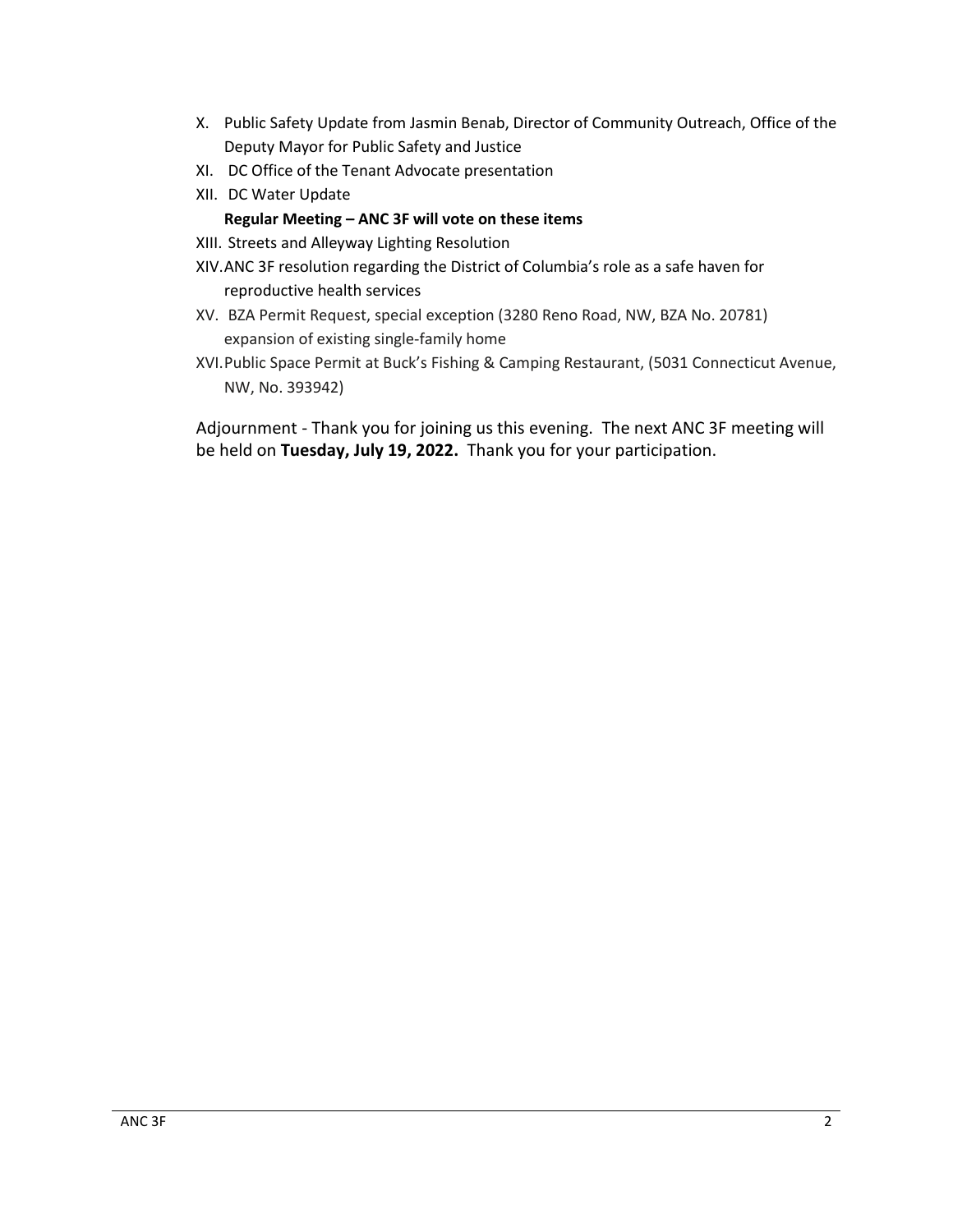X. Public Safety Update from Jasmin Benab, Director of Community Outreach, Office of the Deputy Mayor for Public Safety and Justice

XI. DC Office of the Tenant Advocate presentation

XII. DC Water Update

**Regular Meeting – ANC 3F will vote on these items**

XIII. Streets and Alleyway Lighting Resolution

XIV. ANC 3F resolution regarding the District of Columbia's role as a safe haven for reproductive health services

XV. BZA Permit Request, special exception (3280 Reno Road, NW, BZA No. 20781) expansion of existing single-family home

XVI. Public Space Permit at Buck's Fishing & Camping Restaurant, (5031 Connecticut Avenue, NW, No. 393942)

Adjournment - Thank you for joining us this evening. The next ANC 3F meeting will be held on **Tuesday, July 19, 2022.** Thank you for your participation.